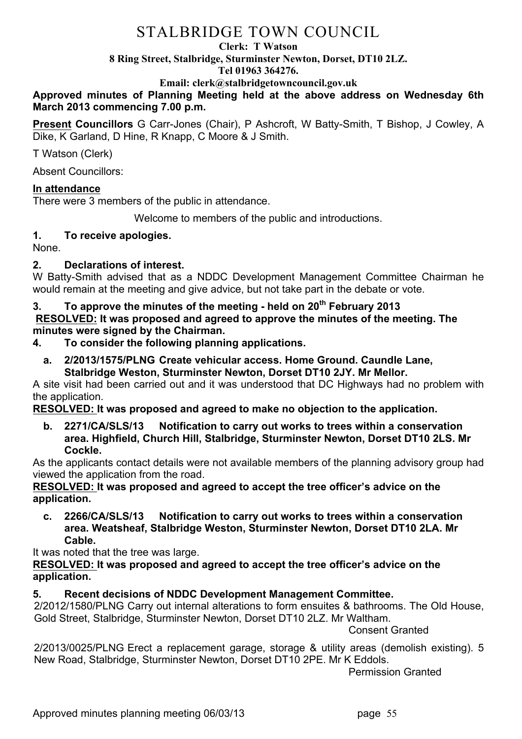# STALBRIDGE TOWN COUNCIL

**Clerk: T Watson**
**8 Ring Street, Stalbridge, Sturminster Newton, Dorset, DT10 2LZ.**
**Tel 01963 364276.**
**Email: clerk@stalbridgetowncouncil.gov.uk**

**Approved minutes of Planning Meeting held at the above address on Wednesday 6th March 2013 commencing 7.00 p.m.**

**Present Councillors** G Carr-Jones (Chair), P Ashcroft, W Batty-Smith, T Bishop, J Cowley, A Dike, K Garland, D Hine, R Knapp, C Moore & J Smith.

T Watson (Clerk)

Absent Councillors:

**In attendance**

There were 3 members of the public in attendance.

Welcome to members of the public and introductions.

### 1. To receive apologies.

None.

### 2. Declarations of interest.

W Batty-Smith advised that as a NDDC Development Management Committee Chairman he would remain at the meeting and give advice, but not take part in the debate or vote.

### 3. To approve the minutes of the meeting - held on 20th February 2013

**RESOLVED: It was proposed and agreed to approve the minutes of the meeting. The minutes were signed by the Chairman.**

### 4. To consider the following planning applications.

**a. 2/2013/1575/PLNG Create vehicular access. Home Ground. Caundle Lane, Stalbridge Weston, Sturminster Newton, Dorset DT10 2JY. Mr Mellor.**

A site visit had been carried out and it was understood that DC Highways had no problem with the application.

**RESOLVED: It was proposed and agreed to make no objection to the application.**

**b. 2271/CA/SLS/13 Notification to carry out works to trees within a conservation area. Highfield, Church Hill, Stalbridge, Sturminster Newton, Dorset DT10 2LS. Mr Cockle.**

As the applicants contact details were not available members of the planning advisory group had viewed the application from the road.

**RESOLVED: It was proposed and agreed to accept the tree officer's advice on the application.**

**c. 2266/CA/SLS/13 Notification to carry out works to trees within a conservation area. Weatsheaf, Stalbridge Weston, Sturminster Newton, Dorset DT10 2LA. Mr Cable.**

It was noted that the tree was large.

**RESOLVED: It was proposed and agreed to accept the tree officer's advice on the application.**

### 5. Recent decisions of NDDC Development Management Committee.

2/2012/1580/PLNG Carry out internal alterations to form ensuites & bathrooms. The Old House, Gold Street, Stalbridge, Sturminster Newton, Dorset DT10 2LZ. Mr Waltham.

Consent Granted

2/2013/0025/PLNG Erect a replacement garage, storage & utility areas (demolish existing). 5 New Road, Stalbridge, Sturminster Newton, Dorset DT10 2PE. Mr K Eddols.

Permission Granted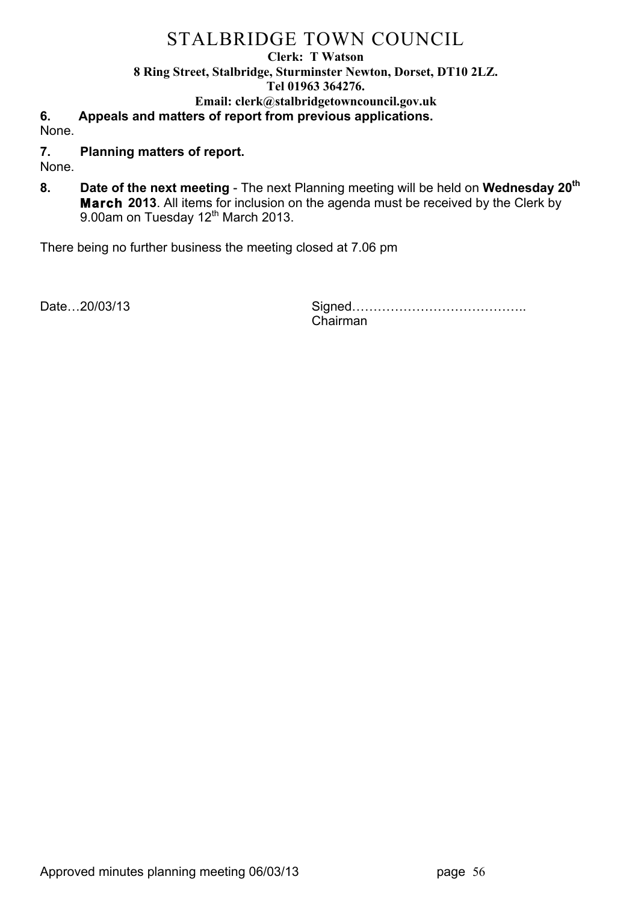STALBRIDGE TOWN COUNCIL

**Clerk: T Watson**
**8 Ring Street, Stalbridge, Sturminster Newton, Dorset, DT10 2LZ.**
**Tel 01963 364276.**
**Email: clerk@stalbridgetowncouncil.gov.uk**

**6. Appeals and matters of report from previous applications.**

None.

**7. Planning matters of report.**

None.

**8. Date of the next meeting** - The next Planning meeting will be held on **Wednesday 20th March 2013**. All items for inclusion on the agenda must be received by the Clerk by 9.00am on Tuesday 12th March 2013.

There being no further business the meeting closed at 7.06 pm

Date…20/03/13

Signed…………………………………..
Chairman

Approved minutes planning meeting 06/03/13